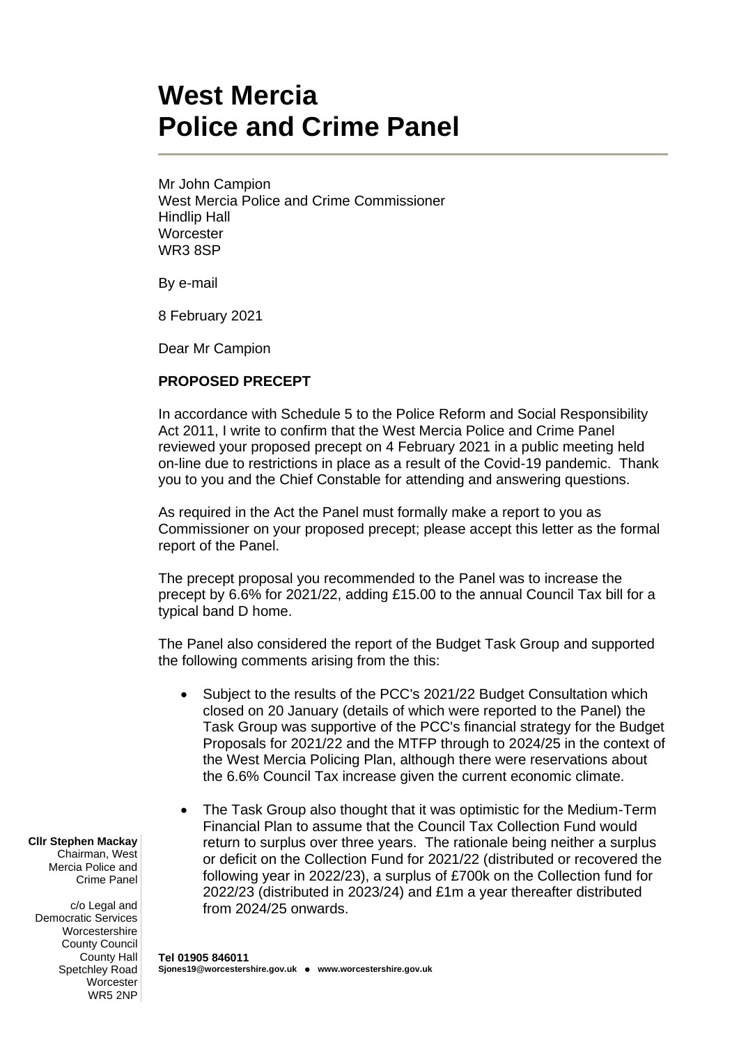# West Mercia Police and Crime Panel

Mr John Campion
West Mercia Police and Crime Commissioner
Hindlip Hall
Worcester
WR3 8SP

By e-mail

8 February 2021

Dear Mr Campion

**PROPOSED PRECEPT**

In accordance with Schedule 5 to the Police Reform and Social Responsibility Act 2011, I write to confirm that the West Mercia Police and Crime Panel reviewed your proposed precept on 4 February 2021 in a public meeting held on-line due to restrictions in place as a result of the Covid-19 pandemic. Thank you to you and the Chief Constable for attending and answering questions.

As required in the Act the Panel must formally make a report to you as Commissioner on your proposed precept; please accept this letter as the formal report of the Panel.

The precept proposal you recommended to the Panel was to increase the precept by 6.6% for 2021/22, adding £15.00 to the annual Council Tax bill for a typical band D home.

The Panel also considered the report of the Budget Task Group and supported the following comments arising from the this:

- Subject to the results of the PCC's 2021/22 Budget Consultation which closed on 20 January (details of which were reported to the Panel) the Task Group was supportive of the PCC's financial strategy for the Budget Proposals for 2021/22 and the MTFP through to 2024/25 in the context of the West Mercia Policing Plan, although there were reservations about the 6.6% Council Tax increase given the current economic climate.
- The Task Group also thought that it was optimistic for the Medium-Term Financial Plan to assume that the Council Tax Collection Fund would return to surplus over three years. The rationale being neither a surplus or deficit on the Collection Fund for 2021/22 (distributed or recovered the following year in 2022/23), a surplus of £700k on the Collection fund for 2022/23 (distributed in 2023/24) and £1m a year thereafter distributed from 2024/25 onwards.

**Cllr Stephen Mackay**
Chairman, West Mercia Police and Crime Panel

c/o Legal and Democratic Services
Worcestershire County Council
County Hall
Spetchley Road
Worcester
WR5 2NP

**Tel 01905 846011**
**Sjones19@worcestershire.gov.uk ● www.worcestershire.gov.uk**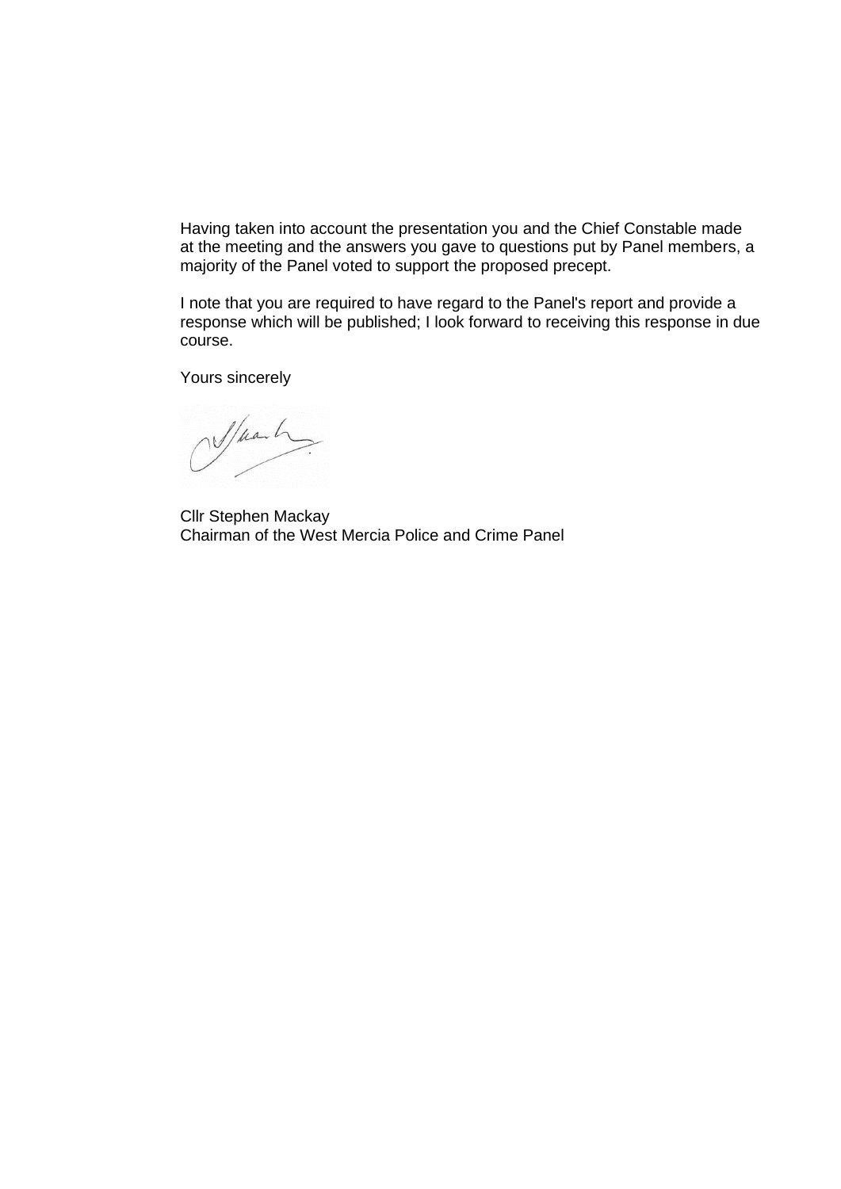Having taken into account the presentation you and the Chief Constable made at the meeting and the answers you gave to questions put by Panel members, a majority of the Panel voted to support the proposed precept.

I note that you are required to have regard to the Panel's report and provide a response which will be published; I look forward to receiving this response in due course.

Yours sincerely

Cllr Stephen Mackay
Chairman of the West Mercia Police and Crime Panel